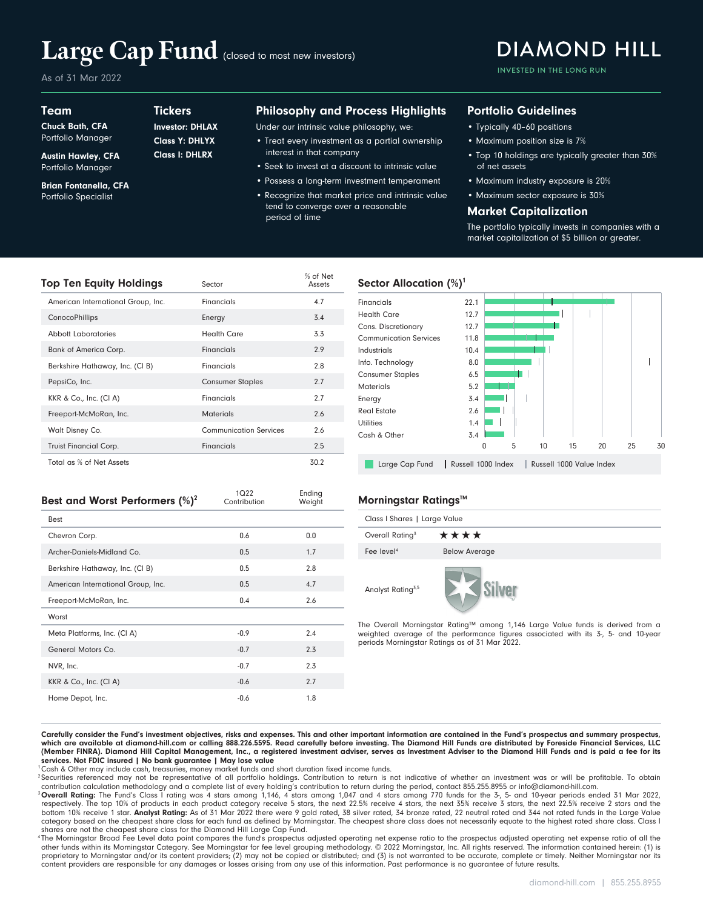# Large Cap Fund (closed to most new investors)

As of 31 Mar 2022

DIAMOND HILL
INVESTED IN THE LONG RUN

## Team

**Chuck Bath, CFA**
Portfolio Manager

**Austin Hawley, CFA**
Portfolio Manager

**Brian Fontanella, CFA**
Portfolio Specialist

## Tickers

**Investor: DHLAX**
**Class Y: DHLYX**
**Class I: DHLRX**

## Philosophy and Process Highlights

Under our intrinsic value philosophy, we:

- Treat every investment as a partial ownership interest in that company
- Seek to invest at a discount to intrinsic value
- Possess a long-term investment temperament
- Recognize that market price and intrinsic value tend to converge over a reasonable period of time

## Portfolio Guidelines

- Typically 40–60 positions
- Maximum position size is 7%
- Top 10 holdings are typically greater than 30% of net assets
- Maximum industry exposure is 20%
- Maximum sector exposure is 30%

## Market Capitalization

The portfolio typically invests in companies with a market capitalization of $5 billion or greater.

## Top Ten Equity Holdings

| | Sector | % of Net Assets |
|---|---|---|
| American International Group, Inc. | Financials | 4.7 |
| ConocoPhillips | Energy | 3.4 |
| Abbott Laboratories | Health Care | 3.3 |
| Bank of America Corp. | Financials | 2.9 |
| Berkshire Hathaway, Inc. (Cl B) | Financials | 2.8 |
| PepsiCo, Inc. | Consumer Staples | 2.7 |
| KKR & Co., Inc. (Cl A) | Financials | 2.7 |
| Freeport-McMoRan, Inc. | Materials | 2.6 |
| Walt Disney Co. | Communication Services | 2.6 |
| Truist Financial Corp. | Financials | 2.5 |
| Total as % of Net Assets | | 30.2 |

## Sector Allocation (%)[1]

| Sector | Large Cap Fund |
|---|---|
| Financials | 22.1 |
| Health Care | 12.7 |
| Cons. Discretionary | 12.7 |
| Communication Services | 11.8 |
| Industrials | 10.4 |
| Info. Technology | 8.0 |
| Consumer Staples | 6.5 |
| Materials | 5.2 |
| Energy | 3.4 |
| Real Estate | 2.6 |
| Utilities | 1.4 |
| Cash & Other | 3.4 |

Large Cap Fund | Russell 1000 Index | Russell 1000 Value Index

## Best and Worst Performers (%)[2]

| | 1Q22 Contribution | Ending Weight |
|---|---|---|
| **Best** | | |
| Chevron Corp. | 0.6 | 0.0 |
| Archer-Daniels-Midland Co. | 0.5 | 1.7 |
| Berkshire Hathaway, Inc. (Cl B) | 0.5 | 2.8 |
| American International Group, Inc. | 0.5 | 4.7 |
| Freeport-McMoRan, Inc. | 0.4 | 2.6 |
| **Worst** | | |
| Meta Platforms, Inc. (Cl A) | -0.9 | 2.4 |
| General Motors Co. | -0.7 | 2.3 |
| NVR, Inc. | -0.7 | 2.3 |
| KKR & Co., Inc. (Cl A) | -0.6 | 2.7 |
| Home Depot, Inc. | -0.6 | 1.8 |

## Morningstar Ratings™

Class I Shares | Large Value

| | |
|---|---|
| Overall Rating[3] | ★★★★ |
| Fee level[4] | Below Average |
| Analyst Rating[3,5] | Silver |

The Overall Morningstar Rating™ among 1,146 Large Value funds is derived from a weighted average of the performance figures associated with its 3-, 5- and 10-year periods Morningstar Ratings as of 31 Mar 2022.

**Carefully consider the Fund's investment objectives, risks and expenses. This and other important information are contained in the Fund's prospectus and summary prospectus, which are available at diamond-hill.com or calling 888.226.5595. Read carefully before investing. The Diamond Hill Funds are distributed by Foreside Financial Services, LLC (Member FINRA). Diamond Hill Capital Management, Inc., a registered investment adviser, serves as Investment Adviser to the Diamond Hill Funds and is paid a fee for its services. Not FDIC insured | No bank guarantee | May lose value**

[1] Cash & Other may include cash, treasuries, money market funds and short duration fixed income funds.

[2] Securities referenced may not be representative of all portfolio holdings. Contribution to return is not indicative of whether an investment was or will be profitable. To obtain contribution calculation methodology and a complete list of every holding's contribution to return during the period, contact 855.255.8955 or info@diamond-hill.com.

[3] **Overall Rating:** The Fund's Class I rating was 4 stars among 1,146, 4 stars among 1,047 and 4 stars among 770 funds for the 3-, 5- and 10-year periods ended 31 Mar 2022, respectively. The top 10% of products in each product category receive 5 stars, the next 22.5% receive 4 stars, the next 35% receive 3 stars, the next 22.5% receive 2 stars and the bottom 10% receive 1 star. **Analyst Rating:** As of 31 Mar 2022 there were 9 gold rated, 38 silver rated, 34 bronze rated, 22 neutral rated and 344 not rated funds in the Large Value category based on the cheapest share class for each fund as defined by Morningstar. The cheapest share class does not necessarily equate to the highest rated share class. Class I shares are not the cheapest share class for the Diamond Hill Large Cap Fund.

[4] The Morningstar Broad Fee Level data point compares the fund's prospectus adjusted operating net expense ratio to the prospectus adjusted operating net expense ratio of all the other funds within its Morningstar Category. See Morningstar for fee level grouping methodology. © 2022 Morningstar, Inc. All rights reserved. The information contained herein: (1) is proprietary to Morningstar and/or its content providers; (2) may not be copied or distributed; and (3) is not warranted to be accurate, complete or timely. Neither Morningstar nor its content providers are responsible for any damages or losses arising from any use of this information. Past performance is no guarantee of future results.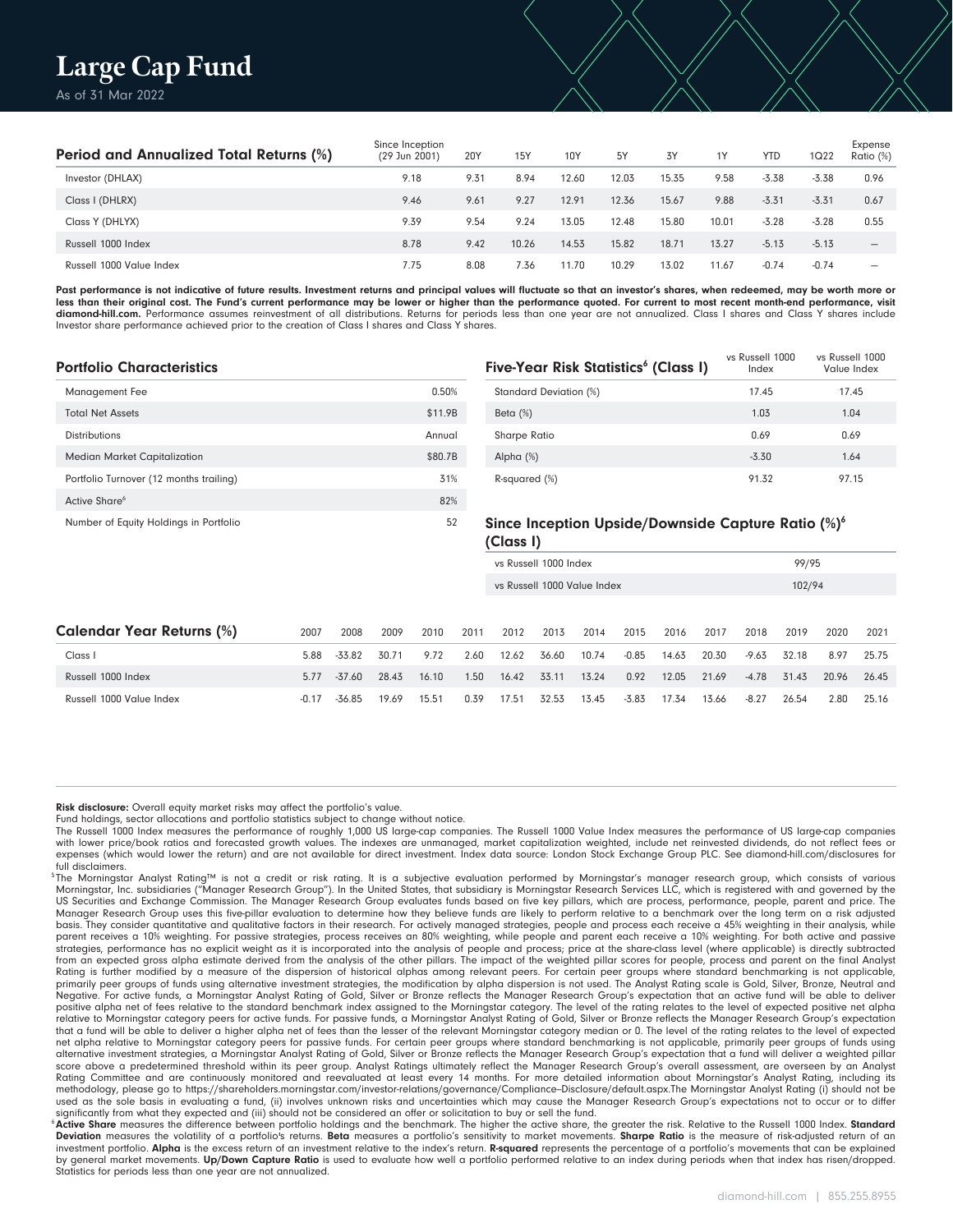# Large Cap Fund

As of 31 Mar 2022

| Period and Annualized Total Returns (%) | Since Inception (29 Jun 2001) | 20Y | 15Y | 10Y | 5Y | 3Y | 1Y | YTD | 1Q22 | Expense Ratio (%) |
|---|---|---|---|---|---|---|---|---|---|---|
| Investor (DHLAX) | 9.18 | 9.31 | 8.94 | 12.60 | 12.03 | 15.35 | 9.58 | -3.38 | -3.38 | 0.96 |
| Class I (DHLRX) | 9.46 | 9.61 | 9.27 | 12.91 | 12.36 | 15.67 | 9.88 | -3.31 | -3.31 | 0.67 |
| Class Y (DHLYX) | 9.39 | 9.54 | 9.24 | 13.05 | 12.48 | 15.80 | 10.01 | -3.28 | -3.28 | 0.55 |
| Russell 1000 Index | 8.78 | 9.42 | 10.26 | 14.53 | 15.82 | 18.71 | 13.27 | -5.13 | -5.13 | — |
| Russell 1000 Value Index | 7.75 | 8.08 | 7.36 | 11.70 | 10.29 | 13.02 | 11.67 | -0.74 | -0.74 | — |

**Past performance is not indicative of future results. Investment returns and principal values will fluctuate so that an investor's shares, when redeemed, may be worth more or less than their original cost. The Fund's current performance may be lower or higher than the performance quoted. For current to most recent month-end performance, visit diamond-hill.com.** Performance assumes reinvestment of all distributions. Returns for periods less than one year are not annualized. Class I shares and Class Y shares include Investor share performance achieved prior to the creation of Class I shares and Class Y shares.

| Portfolio Characteristics | |
|---|---|
| Management Fee | 0.50% |
| Total Net Assets | $11.9B |
| Distributions | Annual |
| Median Market Capitalization | $80.7B |
| Portfolio Turnover (12 months trailing) | 31% |
| Active Share[6] | 82% |
| Number of Equity Holdings in Portfolio | 52 |

| Five-Year Risk Statistics[6] (Class I) | vs Russell 1000 Index | vs Russell 1000 Value Index |
|---|---|---|
| Standard Deviation (%) | 17.45 | 17.45 |
| Beta (%) | 1.03 | 1.04 |
| Sharpe Ratio | 0.69 | 0.69 |
| Alpha (%) | -3.30 | 1.64 |
| R-squared (%) | 91.32 | 97.15 |

| Since Inception Upside/Downside Capture Ratio (%)[6] (Class I) | |
|---|---|
| vs Russell 1000 Index | 99/95 |
| vs Russell 1000 Value Index | 102/94 |

| Calendar Year Returns (%) | 2007 | 2008 | 2009 | 2010 | 2011 | 2012 | 2013 | 2014 | 2015 | 2016 | 2017 | 2018 | 2019 | 2020 | 2021 |
|---|---|---|---|---|---|---|---|---|---|---|---|---|---|---|---|
| Class I | 5.88 | -33.82 | 30.71 | 9.72 | 2.60 | 12.62 | 36.60 | 10.74 | -0.85 | 14.63 | 20.30 | -9.63 | 32.18 | 8.97 | 25.75 |
| Russell 1000 Index | 5.77 | -37.60 | 28.43 | 16.10 | 1.50 | 16.42 | 33.11 | 13.24 | 0.92 | 12.05 | 21.69 | -4.78 | 31.43 | 20.96 | 26.45 |
| Russell 1000 Value Index | -0.17 | -36.85 | 19.69 | 15.51 | 0.39 | 17.51 | 32.53 | 13.45 | -3.83 | 17.34 | 13.66 | -8.27 | 26.54 | 2.80 | 25.16 |

**Risk disclosure:** Overall equity market risks may affect the portfolio's value.

Fund holdings, sector allocations and portfolio statistics subject to change without notice.

The Russell 1000 Index measures the performance of roughly 1,000 US large-cap companies. The Russell 1000 Value Index measures the performance of US large-cap companies with lower price/book ratios and forecasted growth values. The indexes are unmanaged, market capitalization weighted, include net reinvested dividends, do not reflect fees or expenses (which would lower the return) and are not available for direct investment. Index data source: London Stock Exchange Group PLC. See diamond-hill.com/disclosures for full disclaimers.

[5]The Morningstar Analyst Rating™ is not a credit or risk rating. It is a subjective evaluation performed by Morningstar's manager research group, which consists of various Morningstar, Inc. subsidiaries ("Manager Research Group"). In the United States, that subsidiary is Morningstar Research Services LLC, which is registered with and governed by the US Securities and Exchange Commission. The Manager Research Group evaluates funds based on five key pillars, which are process, performance, people, parent and price. The Manager Research Group uses this five-pillar evaluation to determine how they believe funds are likely to perform relative to a benchmark over the long term on a risk adjusted basis. They consider quantitative and qualitative factors in their research. For actively managed strategies, people and process each receive a 45% weighting in their analysis, while parent receives a 10% weighting. For passive strategies, process receives an 80% weighting, while people and parent each receive a 10% weighting. For both active and passive strategies, performance has no explicit weight as it is incorporated into the analysis of people and process; price at the share-class level (where applicable) is directly subtracted from an expected gross alpha estimate derived from the analysis of the other pillars. The impact of the weighted pillar scores for people, process and parent on the final Analyst Rating is further modified by a measure of the dispersion of historical alphas among relevant peers. For certain peer groups where standard benchmarking is not applicable, primarily peer groups of funds using alternative investment strategies, the modification by alpha dispersion is not used. The Analyst Rating scale is Gold, Silver, Bronze, Neutral and Negative. For active funds, a Morningstar Analyst Rating of Gold, Silver or Bronze reflects the Manager Research Group's expectation that an active fund will be able to deliver positive alpha net of fees relative to the standard benchmark index assigned to the Morningstar category. The level of the rating relates to the level of expected positive net alpha relative to Morningstar category peers for active funds. For passive funds, a Morningstar Analyst Rating of Gold, Silver or Bronze reflects the Manager Research Group's expectation that a fund will be able to deliver a higher alpha net of fees than the lesser of the relevant Morningstar category median or 0. The level of the rating relates to the level of expected net alpha relative to Morningstar category peers for passive funds. For certain peer groups where standard benchmarking is not applicable, primarily peer groups of funds using alternative investment strategies, a Morningstar Analyst Rating of Gold, Silver or Bronze reflects the Manager Research Group's expectation that a fund will deliver a weighted pillar score above a predetermined threshold within its peer group. Analyst Ratings ultimately reflect the Manager Research Group's overall assessment, are overseen by an Analyst Rating Committee and are continuously monitored and reevaluated at least every 14 months. For more detailed information about Morningstar's Analyst Rating, including its methodology, please go to https://shareholders.morningstar.com/investor-relations/governance/Compliance–Disclosure/default.aspx.The Morningstar Analyst Rating (i) should not be used as the sole basis in evaluating a fund, (ii) involves unknown risks and uncertainties which may cause the Manager Research Group's expectations not to occur or to differ significantly from what they expected and (iii) should not be considered an offer or solicitation to buy or sell the fund.

[6]**Active Share** measures the difference between portfolio holdings and the benchmark. The higher the active share, the greater the risk. Relative to the Russell 1000 Index. **Standard Deviation** measures the volatility of a portfolio's returns. **Beta** measures a portfolio's sensitivity to market movements. **Sharpe Ratio** is the measure of risk-adjusted return of an investment portfolio. **Alpha** is the excess return of an investment relative to the index's return. **R-squared** represents the percentage of a portfolio's movements that can be explained by general market movements. **Up/Down Capture Ratio** is used to evaluate how well a portfolio performed relative to an index during periods when that index has risen/dropped. Statistics for periods less than one year are not annualized.

diamond-hill.com | 855.255.8955